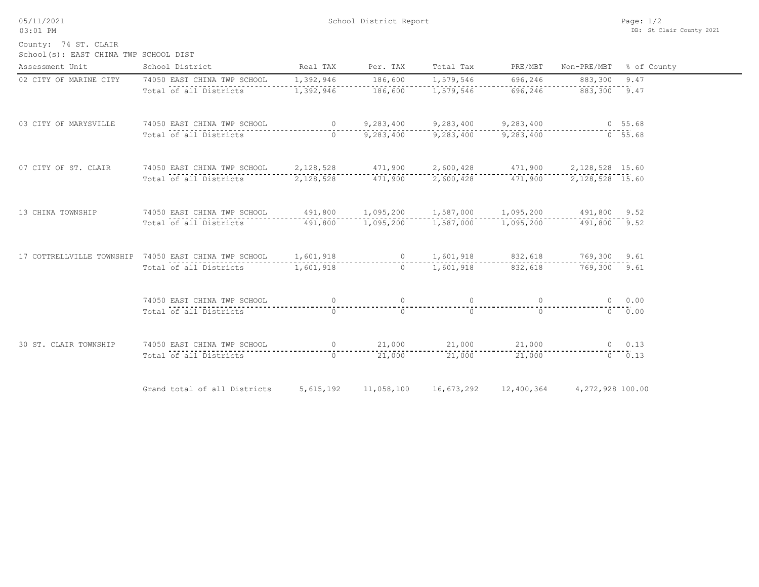# School District Report

05/11/2021
03:01 PM

DB: St Clair County 2021

County: 74 ST. CLAIR
School(s): EAST CHINA TWP SCHOOL DIST

| Assessment Unit | School District | Real TAX | Per. TAX | Total Tax | PRE/MBT | Non-PRE/MBT | % of County |
|---|---|---|---|---|---|---|---|
| 02 CITY OF MARINE CITY | 74050 EAST CHINA TWP SCHOOL | 1,392,946 | 186,600 | 1,579,546 | 696,246 | 883,300 | 9.47 |
| | Total of all Districts | 1,392,946 | 186,600 | 1,579,546 | 696,246 | 883,300 | 9.47 |
| 03 CITY OF MARYSVILLE | 74050 EAST CHINA TWP SCHOOL | 0 | 9,283,400 | 9,283,400 | 9,283,400 | 0 | 55.68 |
| | Total of all Districts | 0 | 9,283,400 | 9,283,400 | 9,283,400 | 0 | 55.68 |
| 07 CITY OF ST. CLAIR | 74050 EAST CHINA TWP SCHOOL | 2,128,528 | 471,900 | 2,600,428 | 471,900 | 2,128,528 | 15.60 |
| | Total of all Districts | 2,128,528 | 471,900 | 2,600,428 | 471,900 | 2,128,528 | 15.60 |
| 13 CHINA TOWNSHIP | 74050 EAST CHINA TWP SCHOOL | 491,800 | 1,095,200 | 1,587,000 | 1,095,200 | 491,800 | 9.52 |
| | Total of all Districts | 491,800 | 1,095,200 | 1,587,000 | 1,095,200 | 491,800 | 9.52 |
| 17 COTTRELLVILLE TOWNSHIP | 74050 EAST CHINA TWP SCHOOL | 1,601,918 | 0 | 1,601,918 | 832,618 | 769,300 | 9.61 |
| | Total of all Districts | 1,601,918 | 0 | 1,601,918 | 832,618 | 769,300 | 9.61 |
| | 74050 EAST CHINA TWP SCHOOL | 0 | 0 | 0 | 0 | 0 | 0.00 |
| | Total of all Districts | 0 | 0 | 0 | 0 | 0 | 0.00 |
| 30 ST. CLAIR TOWNSHIP | 74050 EAST CHINA TWP SCHOOL | 0 | 21,000 | 21,000 | 21,000 | 0 | 0.13 |
| | Total of all Districts | 0 | 21,000 | 21,000 | 21,000 | 0 | 0.13 |
| | Grand total of all Districts | 5,615,192 | 11,058,100 | 16,673,292 | 12,400,364 | 4,272,928 | 100.00 |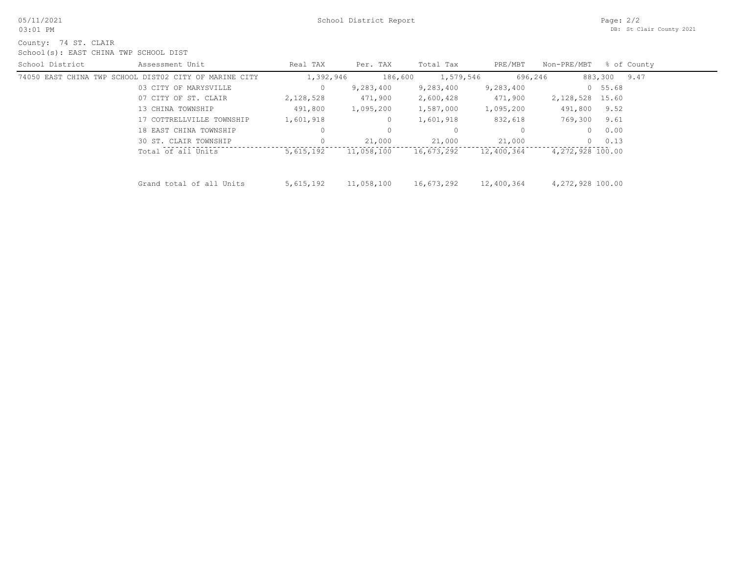County: 74 ST. CLAIR

School(s): EAST CHINA TWP SCHOOL DIST

| School District | Assessment Unit | Real TAX | Per. TAX | Total Tax | PRE/MBT | Non-PRE/MBT | % of County |
|---|---|---|---|---|---|---|---|
| 74050 EAST CHINA TWP SCHOOL DIST | 02 CITY OF MARINE CITY | 1,392,946 | 186,600 | 1,579,546 | 696,246 | 883,300 | 9.47 |
| | 03 CITY OF MARYSVILLE | 0 | 9,283,400 | 9,283,400 | 9,283,400 | 0 | 55.68 |
| | 07 CITY OF ST. CLAIR | 2,128,528 | 471,900 | 2,600,428 | 471,900 | 2,128,528 | 15.60 |
| | 13 CHINA TOWNSHIP | 491,800 | 1,095,200 | 1,587,000 | 1,095,200 | 491,800 | 9.52 |
| | 17 COTTRELLVILLE TOWNSHIP | 1,601,918 | 0 | 1,601,918 | 832,618 | 769,300 | 9.61 |
| | 18 EAST CHINA TOWNSHIP | 0 | 0 | 0 | 0 | 0 | 0.00 |
| | 30 ST. CLAIR TOWNSHIP | 0 | 21,000 | 21,000 | 21,000 | 0 | 0.13 |
| | Total of all Units | 5,615,192 | 11,058,100 | 16,673,292 | 12,400,364 | 4,272,928 | 100.00 |
| | Grand total of all Units | 5,615,192 | 11,058,100 | 16,673,292 | 12,400,364 | 4,272,928 | 100.00 |